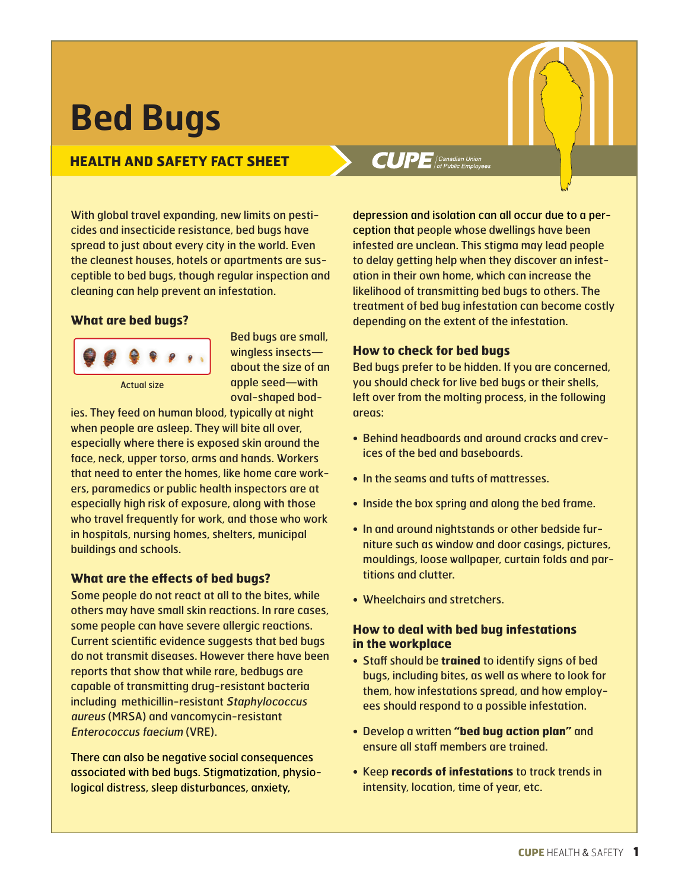# Bed Bugs

## HEALTH AND SAFETY FACT SHEET

With global travel expanding, new limits on pesticides and insecticide resistance, bed bugs have spread to just about every city in the world. Even the cleanest houses, hotels or apartments are susceptible to bed bugs, though regular inspection and cleaning can help prevent an infestation.

### What are bed bugs?

Actual size

Bed bugs are small, wingless insects—about the size of an apple seed—with oval-shaped bodies. They feed on human blood, typically at night when people are asleep. They will bite all over, especially where there is exposed skin around the face, neck, upper torso, arms and hands. Workers that need to enter the homes, like home care workers, paramedics or public health inspectors are at especially high risk of exposure, along with those who travel frequently for work, and those who work in hospitals, nursing homes, shelters, municipal buildings and schools.

### What are the effects of bed bugs?

Some people do not react at all to the bites, while others may have small skin reactions. In rare cases, some people can have severe allergic reactions. Current scientific evidence suggests that bed bugs do not transmit diseases. However there have been reports that show that while rare, bedbugs are capable of transmitting drug-resistant bacteria including methicillin-resistant *Staphylococcus aureus* (MRSA) and vancomycin-resistant *Enterococcus faecium* (VRE).

There can also be negative social consequences associated with bed bugs. Stigmatization, physiological distress, sleep disturbances, anxiety, depression and isolation can all occur due to a perception that people whose dwellings have been infested are unclean. This stigma may lead people to delay getting help when they discover an infestation in their own home, which can increase the likelihood of transmitting bed bugs to others. The treatment of bed bug infestation can become costly depending on the extent of the infestation.

### How to check for bed bugs

Bed bugs prefer to be hidden. If you are concerned, you should check for live bed bugs or their shells, left over from the molting process, in the following areas:

- Behind headboards and around cracks and crevices of the bed and baseboards.
- In the seams and tufts of mattresses.
- Inside the box spring and along the bed frame.
- In and around nightstands or other bedside furniture such as window and door casings, pictures, mouldings, loose wallpaper, curtain folds and partitions and clutter.
- Wheelchairs and stretchers.

### How to deal with bed bug infestations in the workplace

- Staff should be **trained** to identify signs of bed bugs, including bites, as well as where to look for them, how infestations spread, and how employees should respond to a possible infestation.
- Develop a written **"bed bug action plan"** and ensure all staff members are trained.
- Keep **records of infestations** to track trends in intensity, location, time of year, etc.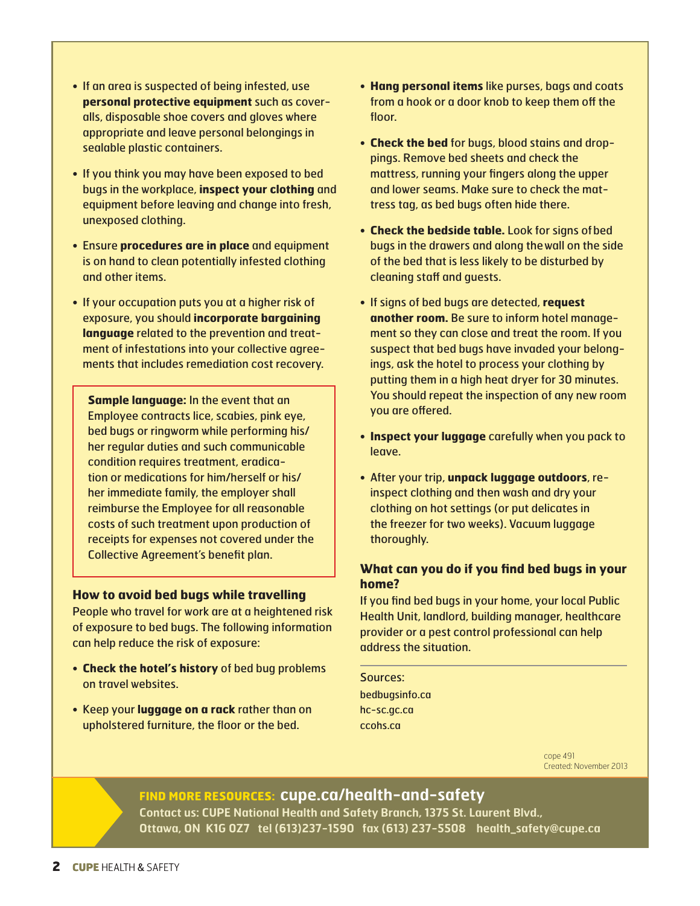- If an area is suspected of being infested, use **personal protective equipment** such as coveralls, disposable shoe covers and gloves where appropriate and leave personal belongings in sealable plastic containers.
- If you think you may have been exposed to bed bugs in the workplace, **inspect your clothing** and equipment before leaving and change into fresh, unexposed clothing.
- Ensure **procedures are in place** and equipment is on hand to clean potentially infested clothing and other items.
- If your occupation puts you at a higher risk of exposure, you should **incorporate bargaining language** related to the prevention and treatment of infestations into your collective agreements that includes remediation cost recovery.

> **Sample language:** In the event that an Employee contracts lice, scabies, pink eye, bed bugs or ringworm while performing his/her regular duties and such communicable condition requires treatment, eradication or medications for him/herself or his/her immediate family, the employer shall reimburse the Employee for all reasonable costs of such treatment upon production of receipts for expenses not covered under the Collective Agreement's benefit plan.

### How to avoid bed bugs while travelling

People who travel for work are at a heightened risk of exposure to bed bugs. The following information can help reduce the risk of exposure:

- **Check the hotel's history** of bed bug problems on travel websites.
- Keep your **luggage on a rack** rather than on upholstered furniture, the floor or the bed.
- **Hang personal items** like purses, bags and coats from a hook or a door knob to keep them off the floor.
- **Check the bed** for bugs, blood stains and droppings. Remove bed sheets and check the mattress, running your fingers along the upper and lower seams. Make sure to check the mattress tag, as bed bugs often hide there.
- **Check the bedside table.** Look for signs of bed bugs in the drawers and along the wall on the side of the bed that is less likely to be disturbed by cleaning staff and guests.
- If signs of bed bugs are detected, **request another room.** Be sure to inform hotel management so they can close and treat the room. If you suspect that bed bugs have invaded your belongings, ask the hotel to process your clothing by putting them in a high heat dryer for 30 minutes. You should repeat the inspection of any new room you are offered.
- **Inspect your luggage** carefully when you pack to leave.
- After your trip, **unpack luggage outdoors**, re-inspect clothing and then wash and dry your clothing on hot settings (or put delicates in the freezer for two weeks). Vacuum luggage thoroughly.

### What can you do if you find bed bugs in your home?

If you find bed bugs in your home, your local Public Health Unit, landlord, building manager, healthcare provider or a pest control professional can help address the situation.

---

Sources:
bedbugsinfo.ca
hc-sc.gc.ca
ccohs.ca

cope 491
Created: November 2013

**FIND MORE RESOURCES: cupe.ca/health-and-safety**
Contact us: CUPE National Health and Safety Branch, 1375 St. Laurent Blvd., Ottawa, ON K1G 0Z7 tel (613)237-1590 fax (613) 237-5508 health_safety@cupe.ca